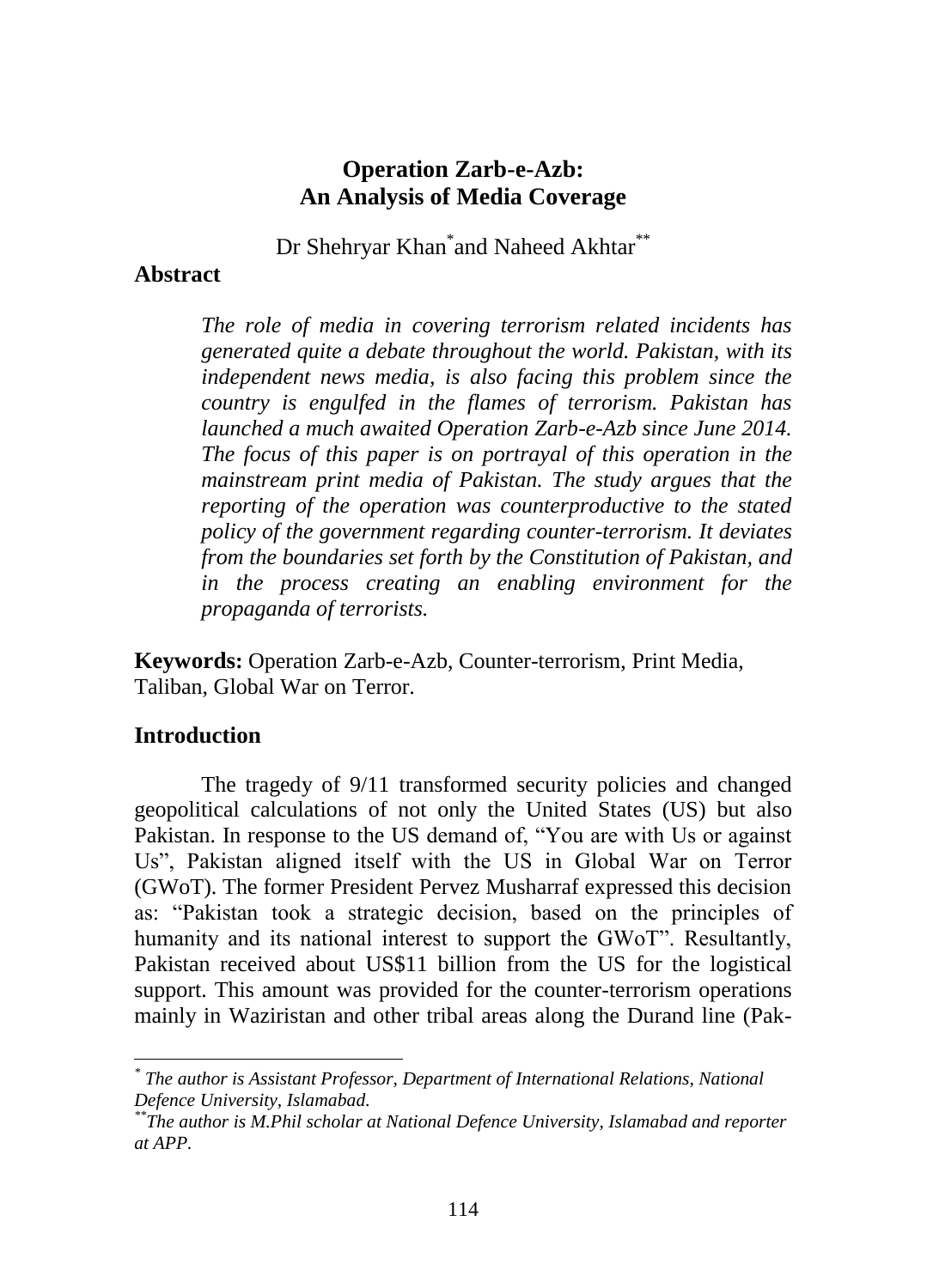# Operation Zarb-e-Azb: An Analysis of Media Coverage

Dr Shehryar Khan[*] and Naheed Akhtar[**]

## Abstract

*The role of media in covering terrorism related incidents has generated quite a debate throughout the world. Pakistan, with its independent news media, is also facing this problem since the country is engulfed in the flames of terrorism. Pakistan has launched a much awaited Operation Zarb-e-Azb since June 2014. The focus of this paper is on portrayal of this operation in the mainstream print media of Pakistan. The study argues that the reporting of the operation was counterproductive to the stated policy of the government regarding counter-terrorism. It deviates from the boundaries set forth by the Constitution of Pakistan, and in the process creating an enabling environment for the propaganda of terrorists.*

**Keywords:** Operation Zarb-e-Azb, Counter-terrorism, Print Media, Taliban, Global War on Terror.

## Introduction

The tragedy of 9/11 transformed security policies and changed geopolitical calculations of not only the United States (US) but also Pakistan. In response to the US demand of, "You are with Us or against Us", Pakistan aligned itself with the US in Global War on Terror (GWoT). The former President Pervez Musharraf expressed this decision as: "Pakistan took a strategic decision, based on the principles of humanity and its national interest to support the GWoT". Resultantly, Pakistan received about US$11 billion from the US for the logistical support. This amount was provided for the counter-terrorism operations mainly in Waziristan and other tribal areas along the Durand line (Pak-

---

[*] *The author is Assistant Professor, Department of International Relations, National Defence University, Islamabad.*

[**] *The author is M.Phil scholar at National Defence University, Islamabad and reporter at APP.*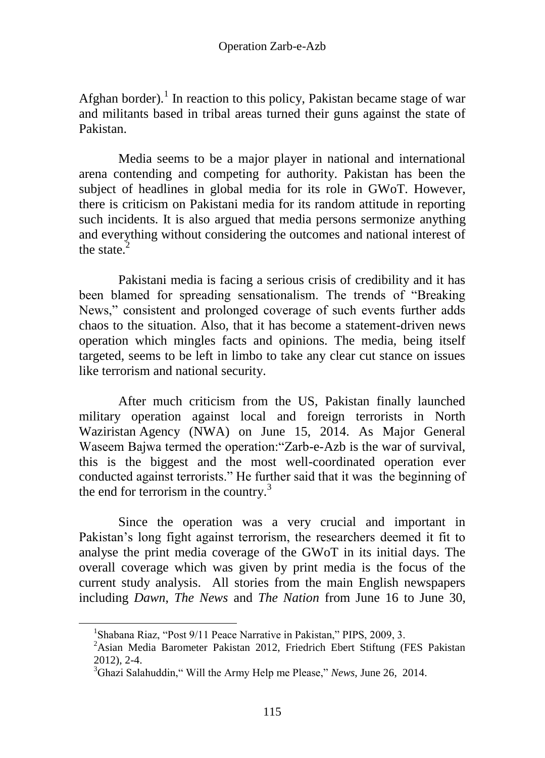Afghan border).[1] In reaction to this policy, Pakistan became stage of war and militants based in tribal areas turned their guns against the state of Pakistan.

Media seems to be a major player in national and international arena contending and competing for authority. Pakistan has been the subject of headlines in global media for its role in GWoT. However, there is criticism on Pakistani media for its random attitude in reporting such incidents. It is also argued that media persons sermonize anything and everything without considering the outcomes and national interest of the state.[2]

Pakistani media is facing a serious crisis of credibility and it has been blamed for spreading sensationalism. The trends of "Breaking News," consistent and prolonged coverage of such events further adds chaos to the situation. Also, that it has become a statement-driven news operation which mingles facts and opinions. The media, being itself targeted, seems to be left in limbo to take any clear cut stance on issues like terrorism and national security.

After much criticism from the US, Pakistan finally launched military operation against local and foreign terrorists in North Waziristan Agency (NWA) on June 15, 2014. As Major General Waseem Bajwa termed the operation:"Zarb-e-Azb is the war of survival, this is the biggest and the most well-coordinated operation ever conducted against terrorists." He further said that it was the beginning of the end for terrorism in the country.[3]

Since the operation was a very crucial and important in Pakistan's long fight against terrorism, the researchers deemed it fit to analyse the print media coverage of the GWoT in its initial days. The overall coverage which was given by print media is the focus of the current study analysis. All stories from the main English newspapers including *Dawn*, *The News* and *The Nation* from June 16 to June 30,

---

[1] Shabana Riaz, "Post 9/11 Peace Narrative in Pakistan," PIPS, 2009, 3.

[2] Asian Media Barometer Pakistan 2012, Friedrich Ebert Stiftung (FES Pakistan 2012), 2-4.

[3] Ghazi Salahuddin," Will the Army Help me Please," *News*, June 26, 2014.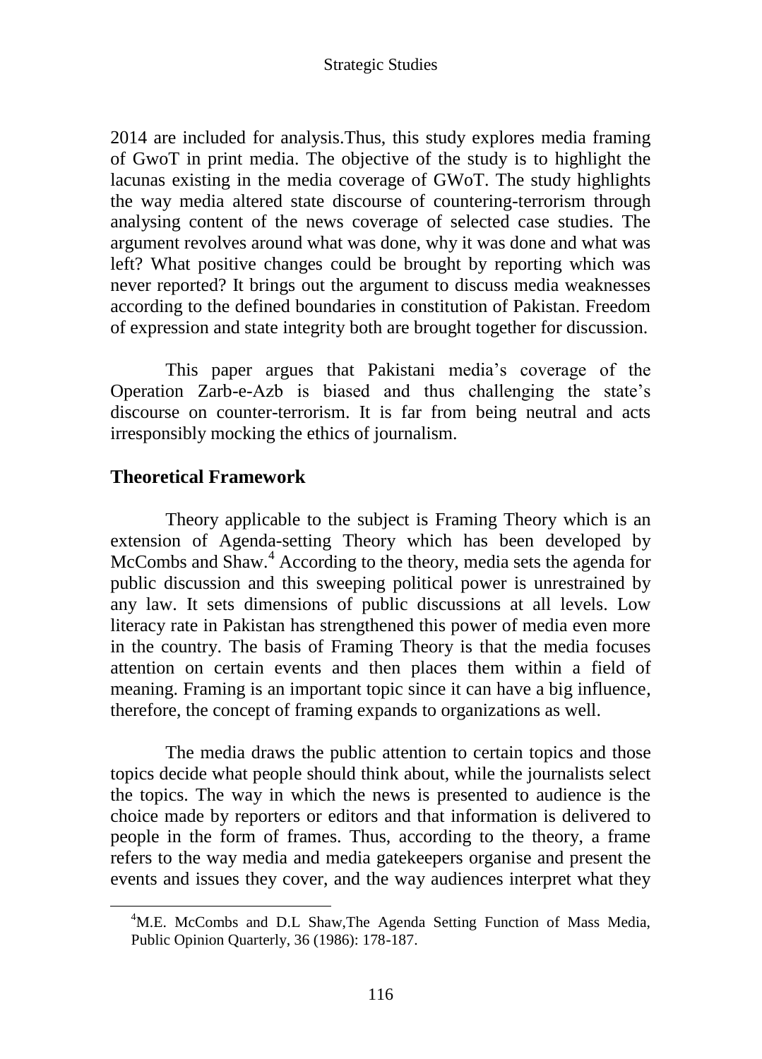2014 are included for analysis.Thus, this study explores media framing of GwoT in print media. The objective of the study is to highlight the lacunas existing in the media coverage of GWoT. The study highlights the way media altered state discourse of countering-terrorism through analysing content of the news coverage of selected case studies. The argument revolves around what was done, why it was done and what was left? What positive changes could be brought by reporting which was never reported? It brings out the argument to discuss media weaknesses according to the defined boundaries in constitution of Pakistan. Freedom of expression and state integrity both are brought together for discussion.

This paper argues that Pakistani media's coverage of the Operation Zarb-e-Azb is biased and thus challenging the state's discourse on counter-terrorism. It is far from being neutral and acts irresponsibly mocking the ethics of journalism.

## Theoretical Framework

Theory applicable to the subject is Framing Theory which is an extension of Agenda-setting Theory which has been developed by McCombs and Shaw.[4] According to the theory, media sets the agenda for public discussion and this sweeping political power is unrestrained by any law. It sets dimensions of public discussions at all levels. Low literacy rate in Pakistan has strengthened this power of media even more in the country. The basis of Framing Theory is that the media focuses attention on certain events and then places them within a field of meaning. Framing is an important topic since it can have a big influence, therefore, the concept of framing expands to organizations as well.

The media draws the public attention to certain topics and those topics decide what people should think about, while the journalists select the topics. The way in which the news is presented to audience is the choice made by reporters or editors and that information is delivered to people in the form of frames. Thus, according to the theory, a frame refers to the way media and media gatekeepers organise and present the events and issues they cover, and the way audiences interpret what they

---

[4] M.E. McCombs and D.L Shaw,The Agenda Setting Function of Mass Media, Public Opinion Quarterly, 36 (1986): 178-187.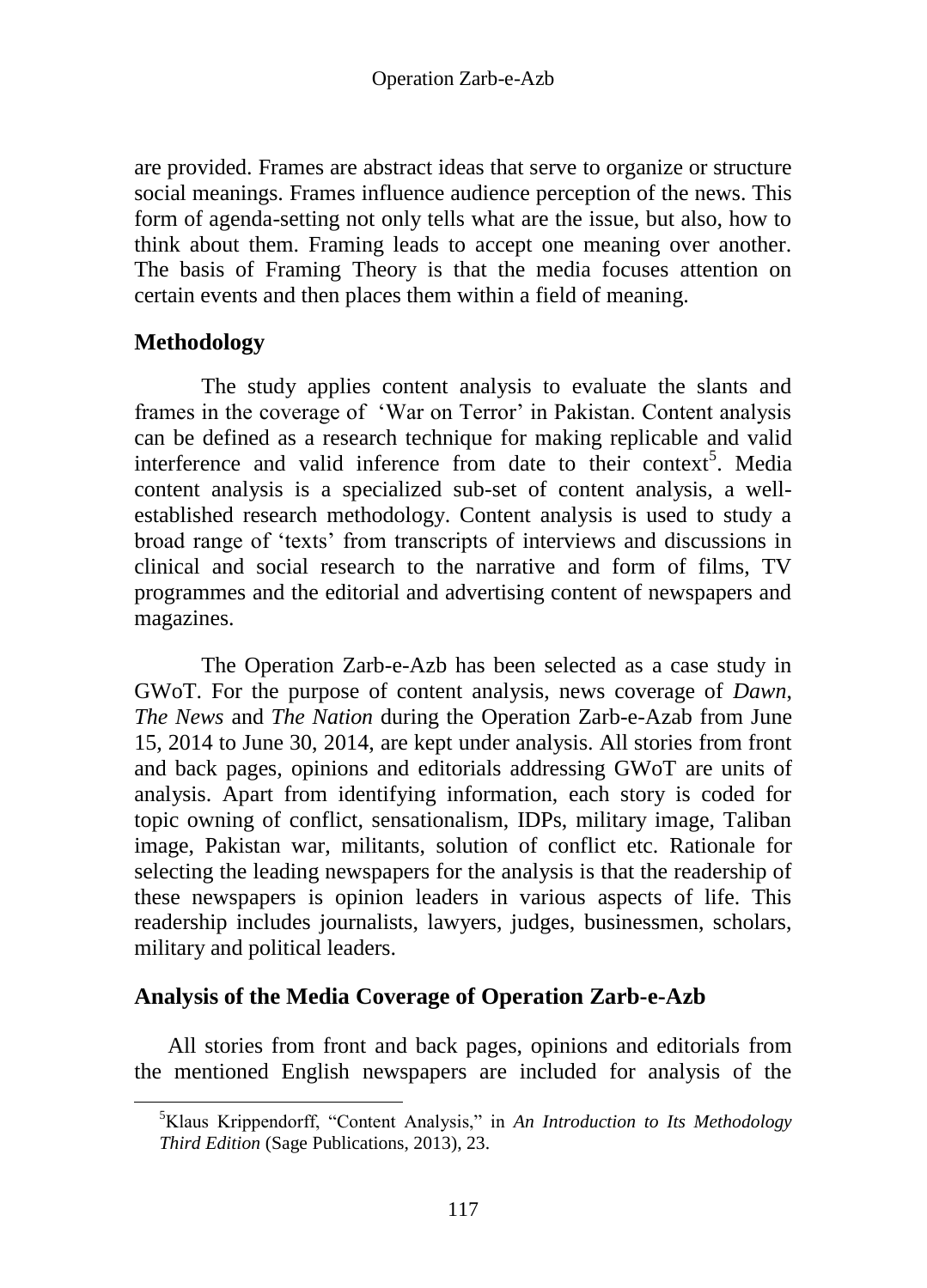are provided. Frames are abstract ideas that serve to organize or structure social meanings. Frames influence audience perception of the news. This form of agenda-setting not only tells what are the issue, but also, how to think about them. Framing leads to accept one meaning over another. The basis of Framing Theory is that the media focuses attention on certain events and then places them within a field of meaning.

## Methodology

The study applies content analysis to evaluate the slants and frames in the coverage of 'War on Terror' in Pakistan. Content analysis can be defined as a research technique for making replicable and valid interference and valid inference from date to their context[5]. Media content analysis is a specialized sub-set of content analysis, a well-established research methodology. Content analysis is used to study a broad range of 'texts' from transcripts of interviews and discussions in clinical and social research to the narrative and form of films, TV programmes and the editorial and advertising content of newspapers and magazines.

The Operation Zarb-e-Azb has been selected as a case study in GWoT. For the purpose of content analysis, news coverage of *Dawn*, *The News* and *The Nation* during the Operation Zarb-e-Azab from June 15, 2014 to June 30, 2014, are kept under analysis. All stories from front and back pages, opinions and editorials addressing GWoT are units of analysis. Apart from identifying information, each story is coded for topic owning of conflict, sensationalism, IDPs, military image, Taliban image, Pakistan war, militants, solution of conflict etc. Rationale for selecting the leading newspapers for the analysis is that the readership of these newspapers is opinion leaders in various aspects of life. This readership includes journalists, lawyers, judges, businessmen, scholars, military and political leaders.

## Analysis of the Media Coverage of Operation Zarb-e-Azb

All stories from front and back pages, opinions and editorials from the mentioned English newspapers are included for analysis of the

---

[5]Klaus Krippendorff, "Content Analysis," in *An Introduction to Its Methodology Third Edition* (Sage Publications, 2013), 23.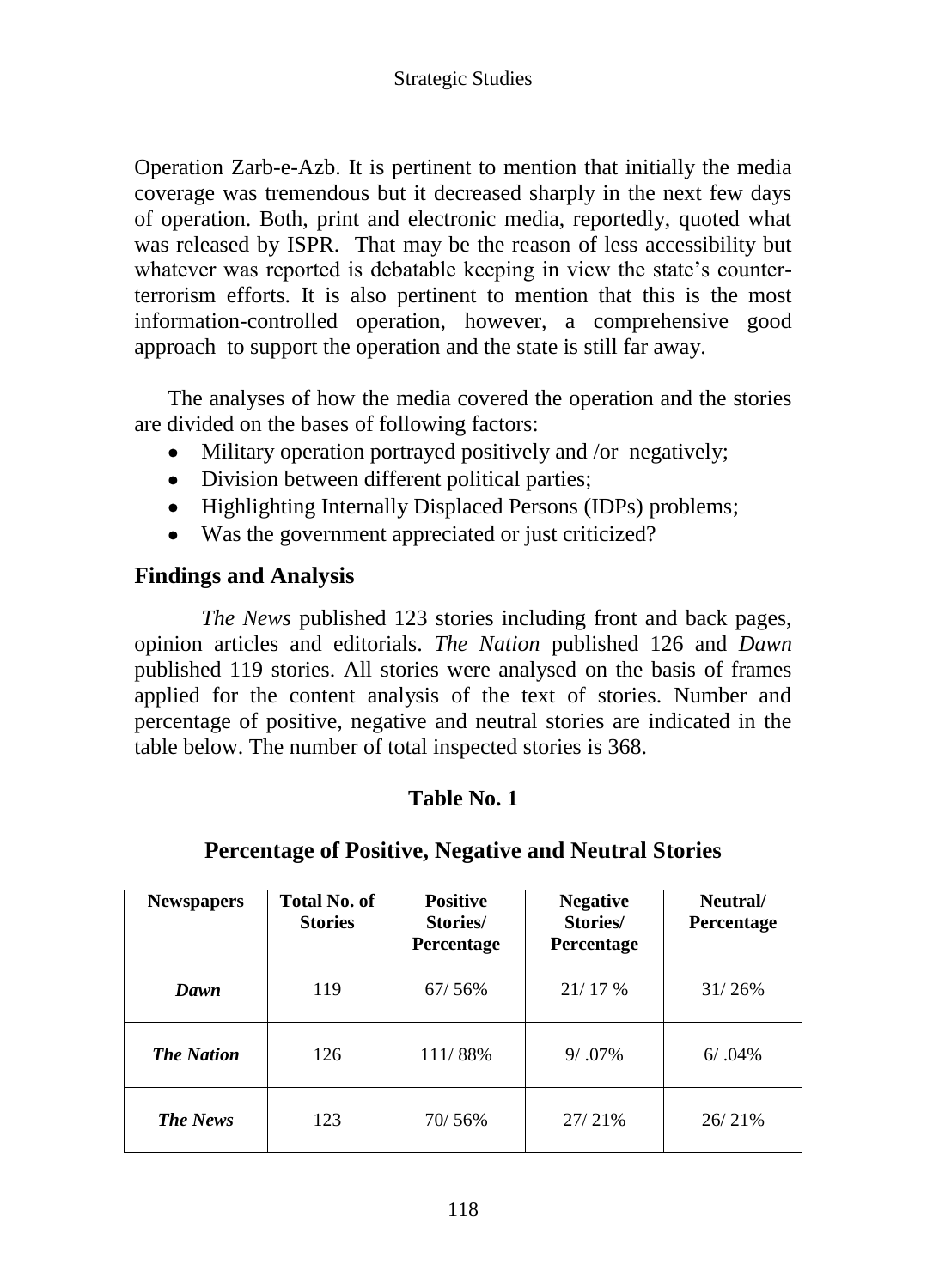Operation Zarb-e-Azb. It is pertinent to mention that initially the media coverage was tremendous but it decreased sharply in the next few days of operation. Both, print and electronic media, reportedly, quoted what was released by ISPR. That may be the reason of less accessibility but whatever was reported is debatable keeping in view the state's counter-terrorism efforts. It is also pertinent to mention that this is the most information-controlled operation, however, a comprehensive good approach to support the operation and the state is still far away.

The analyses of how the media covered the operation and the stories are divided on the bases of following factors:

- Military operation portrayed positively and /or negatively;
- Division between different political parties;
- Highlighting Internally Displaced Persons (IDPs) problems;
- Was the government appreciated or just criticized?

## Findings and Analysis

*The News* published 123 stories including front and back pages, opinion articles and editorials. *The Nation* published 126 and *Dawn* published 119 stories. All stories were analysed on the basis of frames applied for the content analysis of the text of stories. Number and percentage of positive, negative and neutral stories are indicated in the table below. The number of total inspected stories is 368.

**Table No. 1**

**Percentage of Positive, Negative and Neutral Stories**

| Newspapers | Total No. of Stories | Positive Stories/ Percentage | Negative Stories/ Percentage | Neutral/ Percentage |
|---|---|---|---|---|
| ***Dawn*** | 119 | 67/ 56% | 21/ 17 % | 31/ 26% |
| ***The Nation*** | 126 | 111/ 88% | 9/ .07% | 6/ .04% |
| ***The News*** | 123 | 70/ 56% | 27/ 21% | 26/ 21% |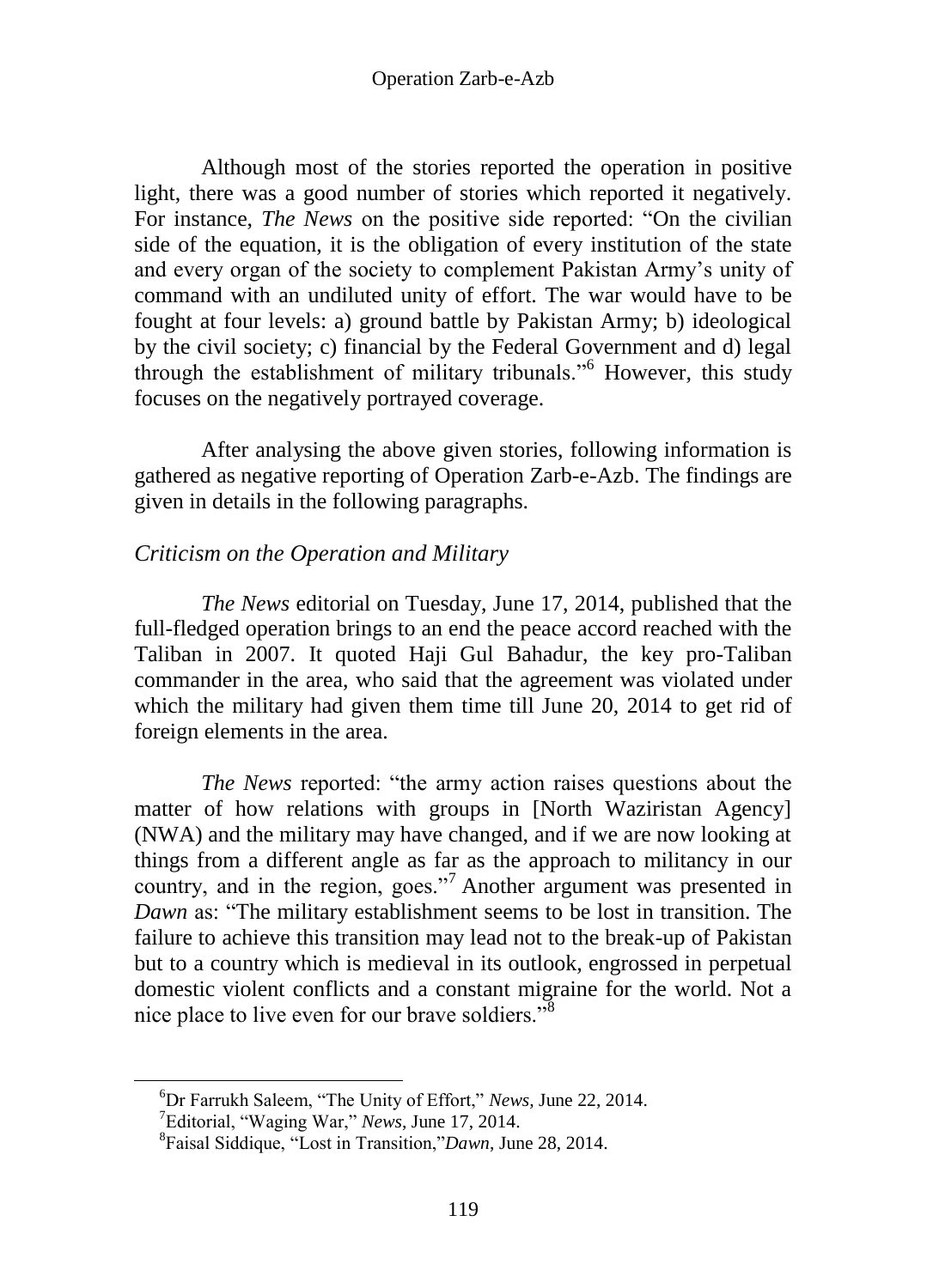Although most of the stories reported the operation in positive light, there was a good number of stories which reported it negatively. For instance, *The News* on the positive side reported: "On the civilian side of the equation, it is the obligation of every institution of the state and every organ of the society to complement Pakistan Army's unity of command with an undiluted unity of effort. The war would have to be fought at four levels: a) ground battle by Pakistan Army; b) ideological by the civil society; c) financial by the Federal Government and d) legal through the establishment of military tribunals."[6] However, this study focuses on the negatively portrayed coverage.

After analysing the above given stories, following information is gathered as negative reporting of Operation Zarb-e-Azb. The findings are given in details in the following paragraphs.

*Criticism on the Operation and Military*

*The News* editorial on Tuesday, June 17, 2014, published that the full-fledged operation brings to an end the peace accord reached with the Taliban in 2007. It quoted Haji Gul Bahadur, the key pro-Taliban commander in the area, who said that the agreement was violated under which the military had given them time till June 20, 2014 to get rid of foreign elements in the area.

*The News* reported: "the army action raises questions about the matter of how relations with groups in [North Waziristan Agency] (NWA) and the military may have changed, and if we are now looking at things from a different angle as far as the approach to militancy in our country, and in the region, goes."[7] Another argument was presented in *Dawn* as: "The military establishment seems to be lost in transition. The failure to achieve this transition may lead not to the break-up of Pakistan but to a country which is medieval in its outlook, engrossed in perpetual domestic violent conflicts and a constant migraine for the world. Not a nice place to live even for our brave soldiers."[8]

---

[6]Dr Farrukh Saleem, "The Unity of Effort," *News*, June 22, 2014.

[7]Editorial, "Waging War," *News*, June 17, 2014.

[8]Faisal Siddique, "Lost in Transition,"*Dawn*, June 28, 2014.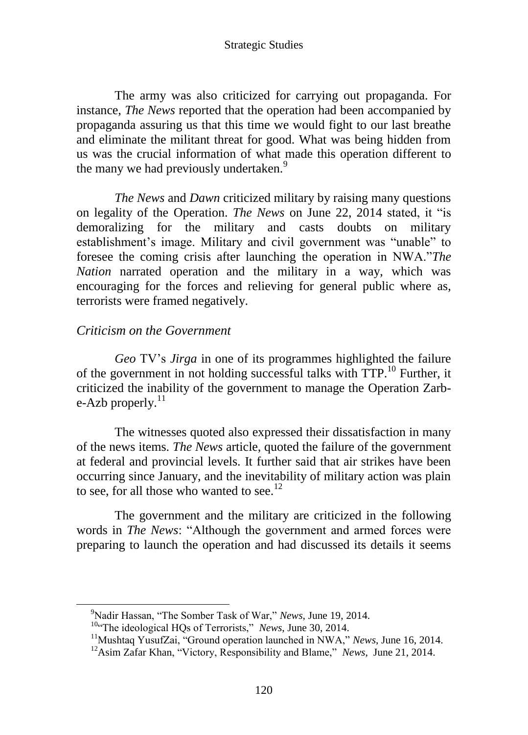The army was also criticized for carrying out propaganda. For instance, *The News* reported that the operation had been accompanied by propaganda assuring us that this time we would fight to our last breathe and eliminate the militant threat for good. What was being hidden from us was the crucial information of what made this operation different to the many we had previously undertaken.[9]

*The News* and *Dawn* criticized military by raising many questions on legality of the Operation. *The News* on June 22, 2014 stated, it "is demoralizing for the military and casts doubts on military establishment's image. Military and civil government was "unable" to foresee the coming crisis after launching the operation in NWA."*The Nation* narrated operation and the military in a way, which was encouraging for the forces and relieving for general public where as, terrorists were framed negatively.

### *Criticism on the Government*

*Geo* TV's *Jirga* in one of its programmes highlighted the failure of the government in not holding successful talks with TTP.[10] Further, it criticized the inability of the government to manage the Operation Zarb-e-Azb properly.[11]

The witnesses quoted also expressed their dissatisfaction in many of the news items. *The News* article, quoted the failure of the government at federal and provincial levels. It further said that air strikes have been occurring since January, and the inevitability of military action was plain to see, for all those who wanted to see.[12]

The government and the military are criticized in the following words in *The News*: "Although the government and armed forces were preparing to launch the operation and had discussed its details it seems

---

[9] Nadir Hassan, "The Somber Task of War," *News*, June 19, 2014.

[10] "The ideological HQs of Terrorists," *News*, June 30, 2014.

[11] Mushtaq YusufZai, "Ground operation launched in NWA," *News*, June 16, 2014.

[12] Asim Zafar Khan, "Victory, Responsibility and Blame," *News*, June 21, 2014.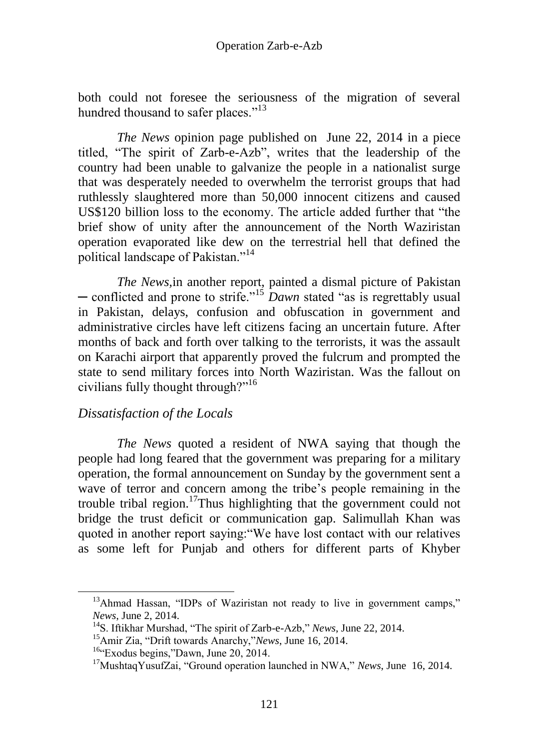both could not foresee the seriousness of the migration of several hundred thousand to safer places."[13]

*The News* opinion page published on June 22, 2014 in a piece titled, "The spirit of Zarb-e-Azb", writes that the leadership of the country had been unable to galvanize the people in a nationalist surge that was desperately needed to overwhelm the terrorist groups that had ruthlessly slaughtered more than 50,000 innocent citizens and caused US$120 billion loss to the economy. The article added further that "the brief show of unity after the announcement of the North Waziristan operation evaporated like dew on the terrestrial hell that defined the political landscape of Pakistan."[14]

*The News,*in another report, painted a dismal picture of Pakistan ─ conflicted and prone to strife."[15] *Dawn* stated "as is regrettably usual in Pakistan, delays, confusion and obfuscation in government and administrative circles have left citizens facing an uncertain future. After months of back and forth over talking to the terrorists, it was the assault on Karachi airport that apparently proved the fulcrum and prompted the state to send military forces into North Waziristan. Was the fallout on civilians fully thought through?"[16]

### *Dissatisfaction of the Locals*

*The News* quoted a resident of NWA saying that though the people had long feared that the government was preparing for a military operation, the formal announcement on Sunday by the government sent a wave of terror and concern among the tribe's people remaining in the trouble tribal region.[17]Thus highlighting that the government could not bridge the trust deficit or communication gap. Salimullah Khan was quoted in another report saying:"We have lost contact with our relatives as some left for Punjab and others for different parts of Khyber

---

[13]Ahmad Hassan, "IDPs of Waziristan not ready to live in government camps," *News*, June 2, 2014.

[14]S. Iftikhar Murshad, "The spirit of Zarb-e-Azb," *News*, June 22, 2014.

[15]Amir Zia, "Drift towards Anarchy,"*News*, June 16, 2014.

[16]"Exodus begins,"Dawn, June 20, 2014.

[17]MushtaqYusufZai, "Ground operation launched in NWA," *News*, June 16, 2014.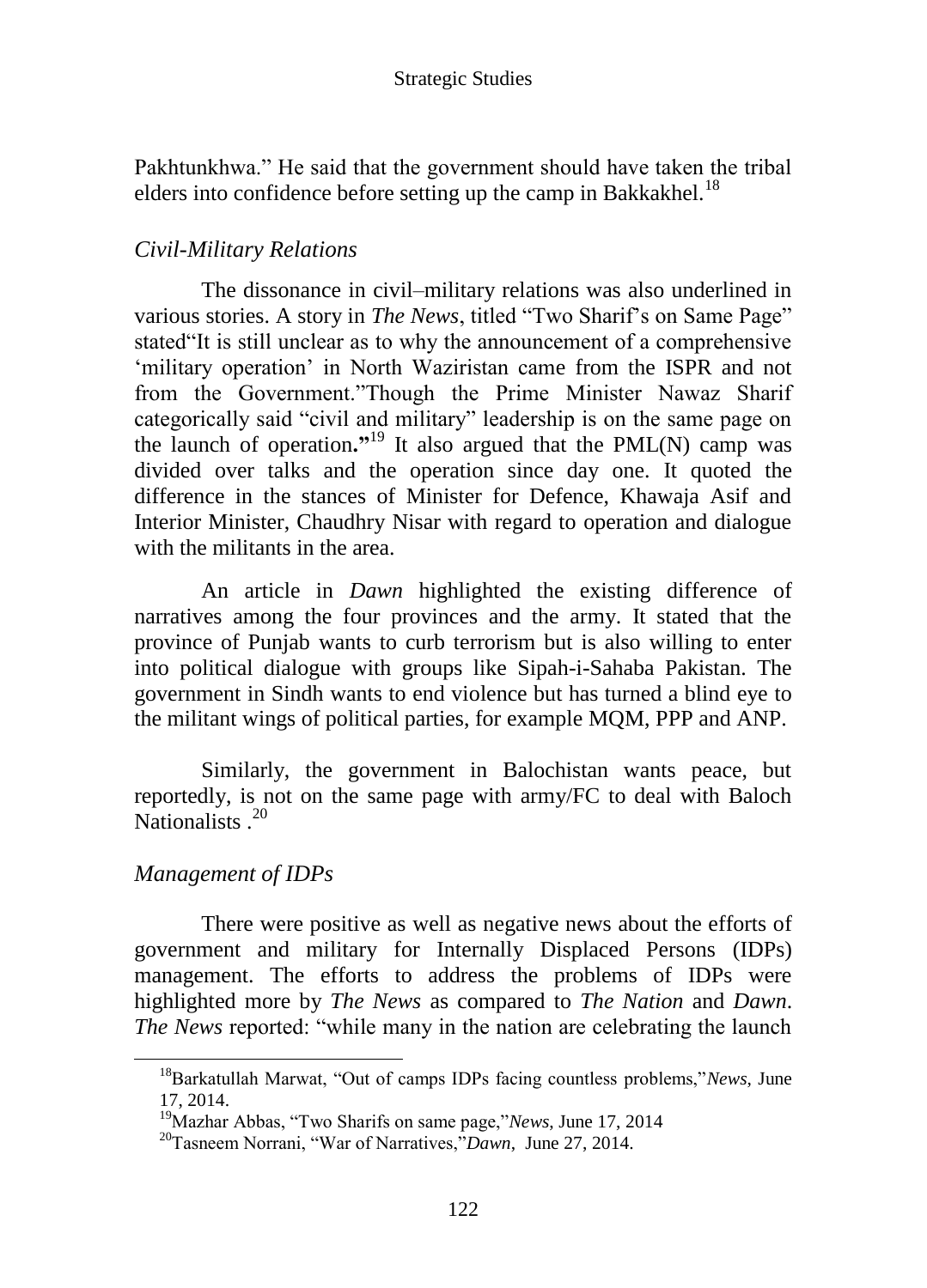Pakhtunkhwa." He said that the government should have taken the tribal elders into confidence before setting up the camp in Bakkakhel.[18]

### *Civil-Military Relations*

The dissonance in civil–military relations was also underlined in various stories. A story in *The News*, titled "Two Sharif's on Same Page" stated"It is still unclear as to why the announcement of a comprehensive 'military operation' in North Waziristan came from the ISPR and not from the Government."Though the Prime Minister Nawaz Sharif categorically said "civil and military" leadership is on the same page on the launch of operation**."**[19] It also argued that the PML(N) camp was divided over talks and the operation since day one. It quoted the difference in the stances of Minister for Defence, Khawaja Asif and Interior Minister, Chaudhry Nisar with regard to operation and dialogue with the militants in the area.

An article in *Dawn* highlighted the existing difference of narratives among the four provinces and the army. It stated that the province of Punjab wants to curb terrorism but is also willing to enter into political dialogue with groups like Sipah-i-Sahaba Pakistan. The government in Sindh wants to end violence but has turned a blind eye to the militant wings of political parties, for example MQM, PPP and ANP.

Similarly, the government in Balochistan wants peace, but reportedly, is not on the same page with army/FC to deal with Baloch Nationalists .[20]

### *Management of IDPs*

There were positive as well as negative news about the efforts of government and military for Internally Displaced Persons (IDPs) management. The efforts to address the problems of IDPs were highlighted more by *The News* as compared to *The Nation* and *Dawn*. *The News* reported: "while many in the nation are celebrating the launch

---

[18] Barkatullah Marwat, "Out of camps IDPs facing countless problems,"*News*, June 17, 2014.

[19] Mazhar Abbas, "Two Sharifs on same page,"*News*, June 17, 2014

[20] Tasneem Norrani, "War of Narratives,"*Dawn*, June 27, 2014.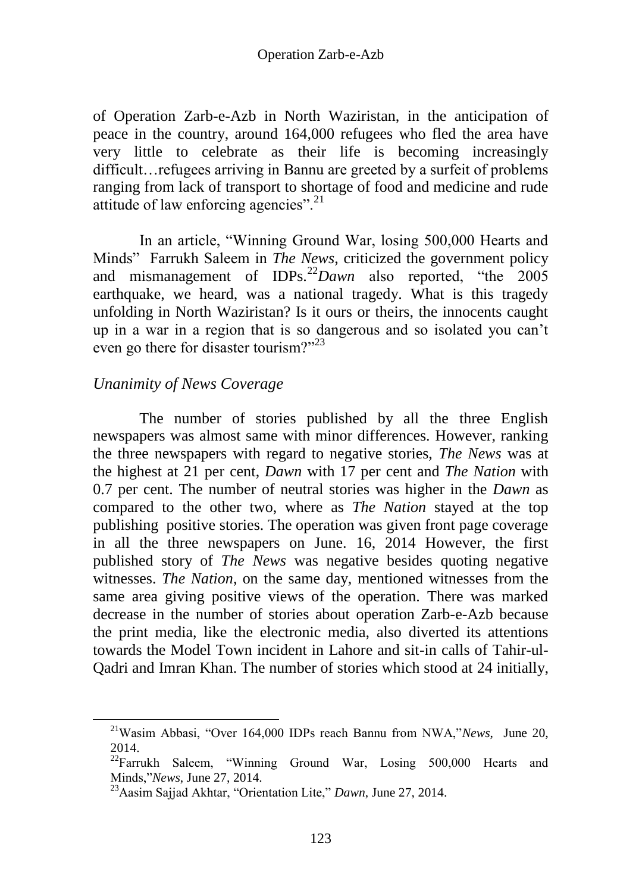of Operation Zarb-e-Azb in North Waziristan, in the anticipation of peace in the country, around 164,000 refugees who fled the area have very little to celebrate as their life is becoming increasingly difficult…refugees arriving in Bannu are greeted by a surfeit of problems ranging from lack of transport to shortage of food and medicine and rude attitude of law enforcing agencies”.[21]

In an article, “Winning Ground War, losing 500,000 Hearts and Minds” Farrukh Saleem in *The News*, criticized the government policy and mismanagement of IDPs.[22] *Dawn* also reported, “the 2005 earthquake, we heard, was a national tragedy. What is this tragedy unfolding in North Waziristan? Is it ours or theirs, the innocents caught up in a war in a region that is so dangerous and so isolated you can’t even go there for disaster tourism?”[23]

### *Unanimity of News Coverage*

The number of stories published by all the three English newspapers was almost same with minor differences. However, ranking the three newspapers with regard to negative stories, *The News* was at the highest at 21 per cent, *Dawn* with 17 per cent and *The Nation* with 0.7 per cent. The number of neutral stories was higher in the *Dawn* as compared to the other two, where as *The Nation* stayed at the top publishing positive stories. The operation was given front page coverage in all the three newspapers on June. 16, 2014 However, the first published story of *The News* was negative besides quoting negative witnesses. *The Nation*, on the same day, mentioned witnesses from the same area giving positive views of the operation. There was marked decrease in the number of stories about operation Zarb-e-Azb because the print media, like the electronic media, also diverted its attentions towards the Model Town incident in Lahore and sit-in calls of Tahir-ul-Qadri and Imran Khan. The number of stories which stood at 24 initially,

---

[21] Wasim Abbasi, “Over 164,000 IDPs reach Bannu from NWA,” *News*, June 20, 2014.

[22] Farrukh Saleem, “Winning Ground War, Losing 500,000 Hearts and Minds,” *News*, June 27, 2014.

[23] Aasim Sajjad Akhtar, “Orientation Lite,” *Dawn*, June 27, 2014.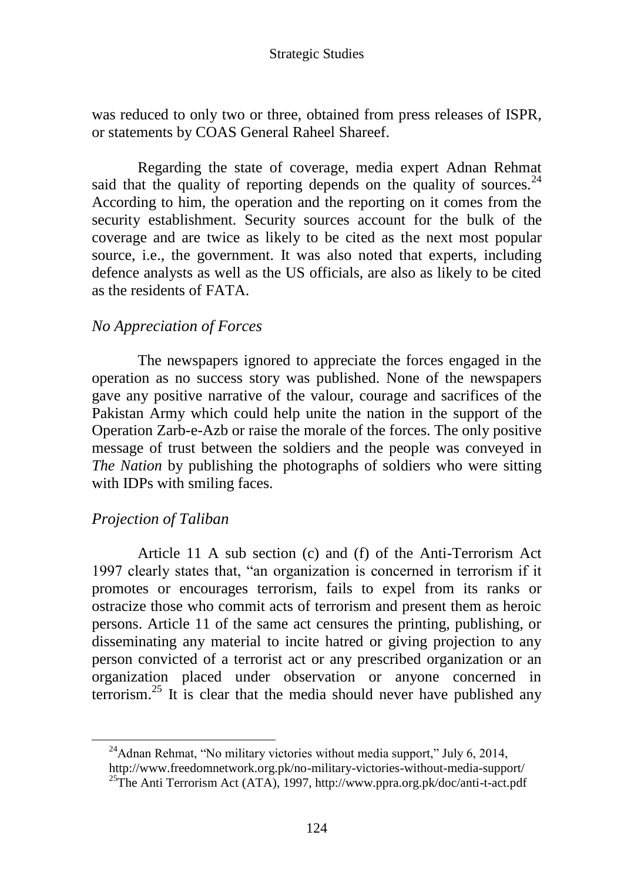was reduced to only two or three, obtained from press releases of ISPR, or statements by COAS General Raheel Shareef.

Regarding the state of coverage, media expert Adnan Rehmat said that the quality of reporting depends on the quality of sources.[24] According to him, the operation and the reporting on it comes from the security establishment. Security sources account for the bulk of the coverage and are twice as likely to be cited as the next most popular source, i.e., the government. It was also noted that experts, including defence analysts as well as the US officials, are also as likely to be cited as the residents of FATA.

### *No Appreciation of Forces*

The newspapers ignored to appreciate the forces engaged in the operation as no success story was published. None of the newspapers gave any positive narrative of the valour, courage and sacrifices of the Pakistan Army which could help unite the nation in the support of the Operation Zarb-e-Azb or raise the morale of the forces. The only positive message of trust between the soldiers and the people was conveyed in *The Nation* by publishing the photographs of soldiers who were sitting with IDPs with smiling faces.

### *Projection of Taliban*

Article 11 A sub section (c) and (f) of the Anti-Terrorism Act 1997 clearly states that, "an organization is concerned in terrorism if it promotes or encourages terrorism, fails to expel from its ranks or ostracize those who commit acts of terrorism and present them as heroic persons. Article 11 of the same act censures the printing, publishing, or disseminating any material to incite hatred or giving projection to any person convicted of a terrorist act or any prescribed organization or an organization placed under observation or anyone concerned in terrorism.[25] It is clear that the media should never have published any

---

[24] Adnan Rehmat, "No military victories without media support," July 6, 2014, http://www.freedomnetwork.org.pk/no-military-victories-without-media-support/

[25] The Anti Terrorism Act (ATA), 1997, http://www.ppra.org.pk/doc/anti-t-act.pdf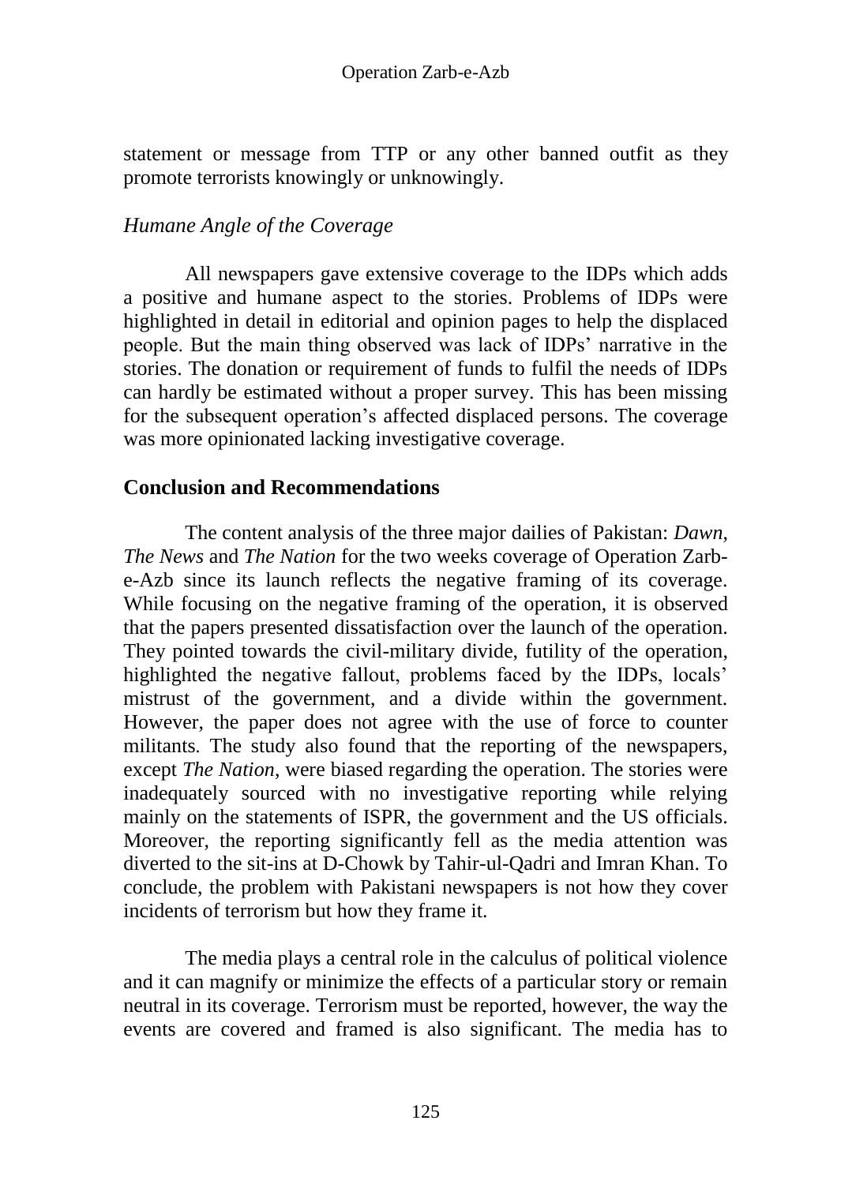statement or message from TTP or any other banned outfit as they promote terrorists knowingly or unknowingly.

### *Humane Angle of the Coverage*

All newspapers gave extensive coverage to the IDPs which adds a positive and humane aspect to the stories. Problems of IDPs were highlighted in detail in editorial and opinion pages to help the displaced people. But the main thing observed was lack of IDPs' narrative in the stories. The donation or requirement of funds to fulfil the needs of IDPs can hardly be estimated without a proper survey. This has been missing for the subsequent operation's affected displaced persons. The coverage was more opinionated lacking investigative coverage.

## **Conclusion and Recommendations**

The content analysis of the three major dailies of Pakistan: *Dawn*, *The News* and *The Nation* for the two weeks coverage of Operation Zarb-e-Azb since its launch reflects the negative framing of its coverage. While focusing on the negative framing of the operation, it is observed that the papers presented dissatisfaction over the launch of the operation. They pointed towards the civil-military divide, futility of the operation, highlighted the negative fallout, problems faced by the IDPs, locals' mistrust of the government, and a divide within the government. However, the paper does not agree with the use of force to counter militants. The study also found that the reporting of the newspapers, except *The Nation*, were biased regarding the operation. The stories were inadequately sourced with no investigative reporting while relying mainly on the statements of ISPR, the government and the US officials. Moreover, the reporting significantly fell as the media attention was diverted to the sit-ins at D-Chowk by Tahir-ul-Qadri and Imran Khan. To conclude, the problem with Pakistani newspapers is not how they cover incidents of terrorism but how they frame it.

The media plays a central role in the calculus of political violence and it can magnify or minimize the effects of a particular story or remain neutral in its coverage. Terrorism must be reported, however, the way the events are covered and framed is also significant. The media has to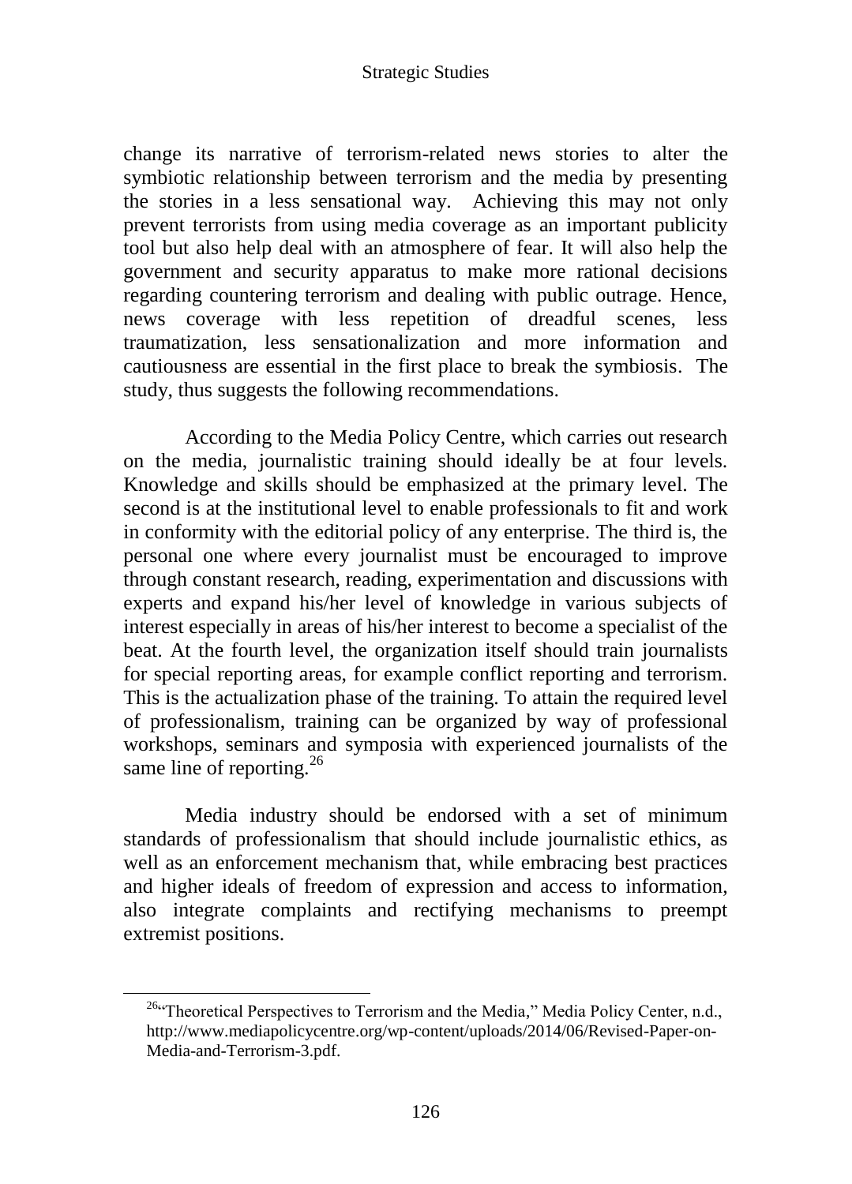change its narrative of terrorism-related news stories to alter the symbiotic relationship between terrorism and the media by presenting the stories in a less sensational way. Achieving this may not only prevent terrorists from using media coverage as an important publicity tool but also help deal with an atmosphere of fear. It will also help the government and security apparatus to make more rational decisions regarding countering terrorism and dealing with public outrage. Hence, news coverage with less repetition of dreadful scenes, less traumatization, less sensationalization and more information and cautiousness are essential in the first place to break the symbiosis. The study, thus suggests the following recommendations.

According to the Media Policy Centre, which carries out research on the media, journalistic training should ideally be at four levels. Knowledge and skills should be emphasized at the primary level. The second is at the institutional level to enable professionals to fit and work in conformity with the editorial policy of any enterprise. The third is, the personal one where every journalist must be encouraged to improve through constant research, reading, experimentation and discussions with experts and expand his/her level of knowledge in various subjects of interest especially in areas of his/her interest to become a specialist of the beat. At the fourth level, the organization itself should train journalists for special reporting areas, for example conflict reporting and terrorism. This is the actualization phase of the training. To attain the required level of professionalism, training can be organized by way of professional workshops, seminars and symposia with experienced journalists of the same line of reporting.[26]

Media industry should be endorsed with a set of minimum standards of professionalism that should include journalistic ethics, as well as an enforcement mechanism that, while embracing best practices and higher ideals of freedom of expression and access to information, also integrate complaints and rectifying mechanisms to preempt extremist positions.

---

[26] "Theoretical Perspectives to Terrorism and the Media," Media Policy Center, n.d., http://www.mediapolicycentre.org/wp-content/uploads/2014/06/Revised-Paper-on-Media-and-Terrorism-3.pdf.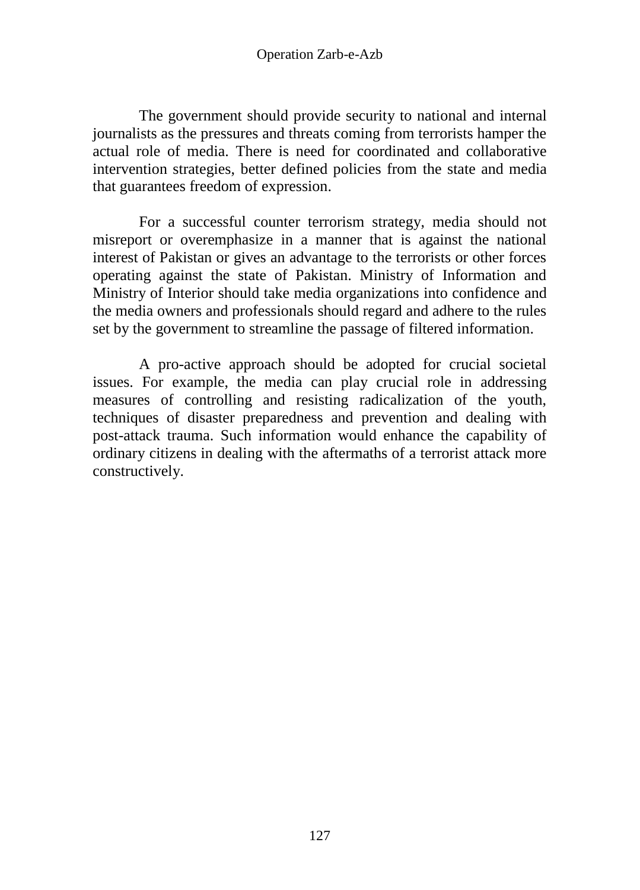The government should provide security to national and internal journalists as the pressures and threats coming from terrorists hamper the actual role of media. There is need for coordinated and collaborative intervention strategies, better defined policies from the state and media that guarantees freedom of expression.

For a successful counter terrorism strategy, media should not misreport or overemphasize in a manner that is against the national interest of Pakistan or gives an advantage to the terrorists or other forces operating against the state of Pakistan. Ministry of Information and Ministry of Interior should take media organizations into confidence and the media owners and professionals should regard and adhere to the rules set by the government to streamline the passage of filtered information.

A pro-active approach should be adopted for crucial societal issues. For example, the media can play crucial role in addressing measures of controlling and resisting radicalization of the youth, techniques of disaster preparedness and prevention and dealing with post-attack trauma. Such information would enhance the capability of ordinary citizens in dealing with the aftermaths of a terrorist attack more constructively.